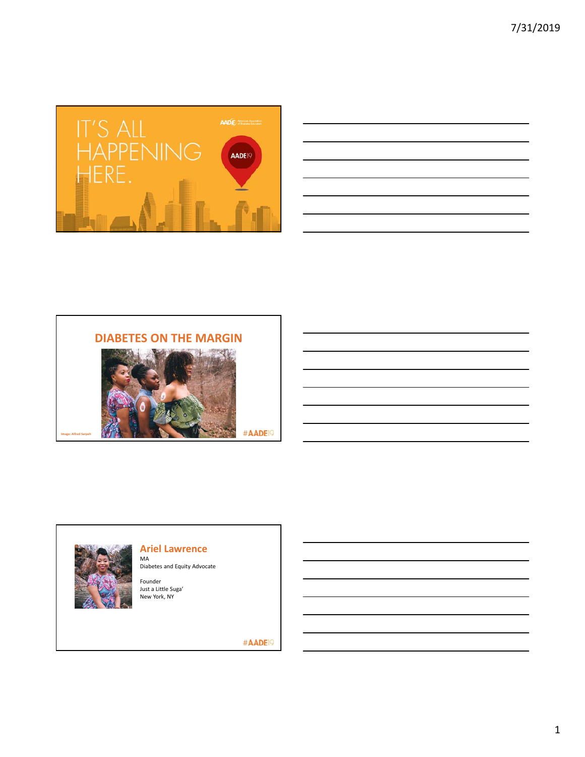IT'S ALL HAPPENING HERE.

AADE19

## DIABETES ON THE MARGIN

Image: Alfred Sarpeh

#AADE19

## Ariel Lawrence

MA
Diabetes and Equity Advocate

Founder
Just a Little Suga'
New York, NY

#AADE19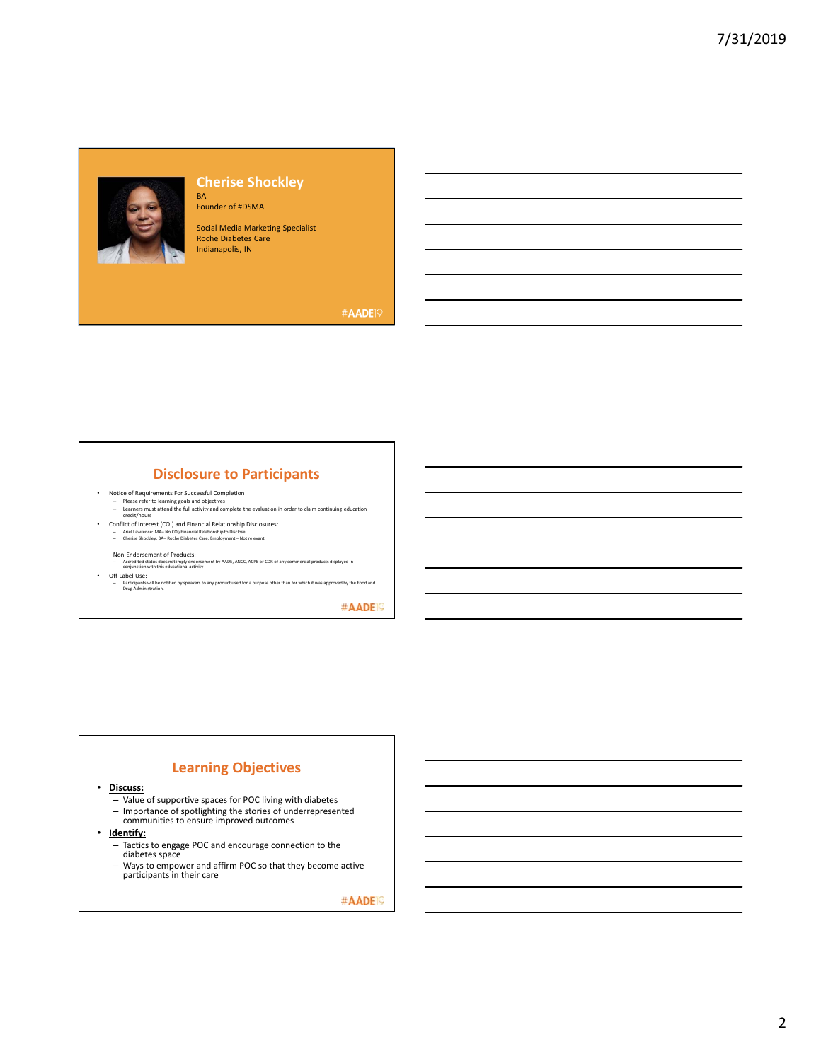## Cherise Shockley

BA
Founder of #DSMA

Social Media Marketing Specialist
Roche Diabetes Care
Indianapolis, IN

#AADE19

## Disclosure to Participants

- Notice of Requirements For Successful Completion
  - Please refer to learning goals and objectives
  - Learners must attend the full activity and complete the evaluation in order to claim continuing education credit/hours
- Conflict of Interest (COI) and Financial Relationship Disclosures:
  - Ariel Lawrence: MA– No COI/Financial Relationship to Disclose
  - Cherise Shockley: BA– Roche Diabetes Care: Employment – Not relevant

  Non-Endorsement of Products:
  - Accredited status does not imply endorsement by AADE, ANCC, ACPE or CDR of any commercial products displayed in conjunction with this educational activity
- Off-Label Use:
  - Participants will be notified by speakers to any product used for a purpose other than for which it was approved by the Food and Drug Administration.

#AADE19

## Learning Objectives

- **Discuss:**
  - Value of supportive spaces for POC living with diabetes
  - Importance of spotlighting the stories of underrepresented communities to ensure improved outcomes
- **Identify:**
  - Tactics to engage POC and encourage connection to the diabetes space
  - Ways to empower and affirm POC so that they become active participants in their care

#AADE19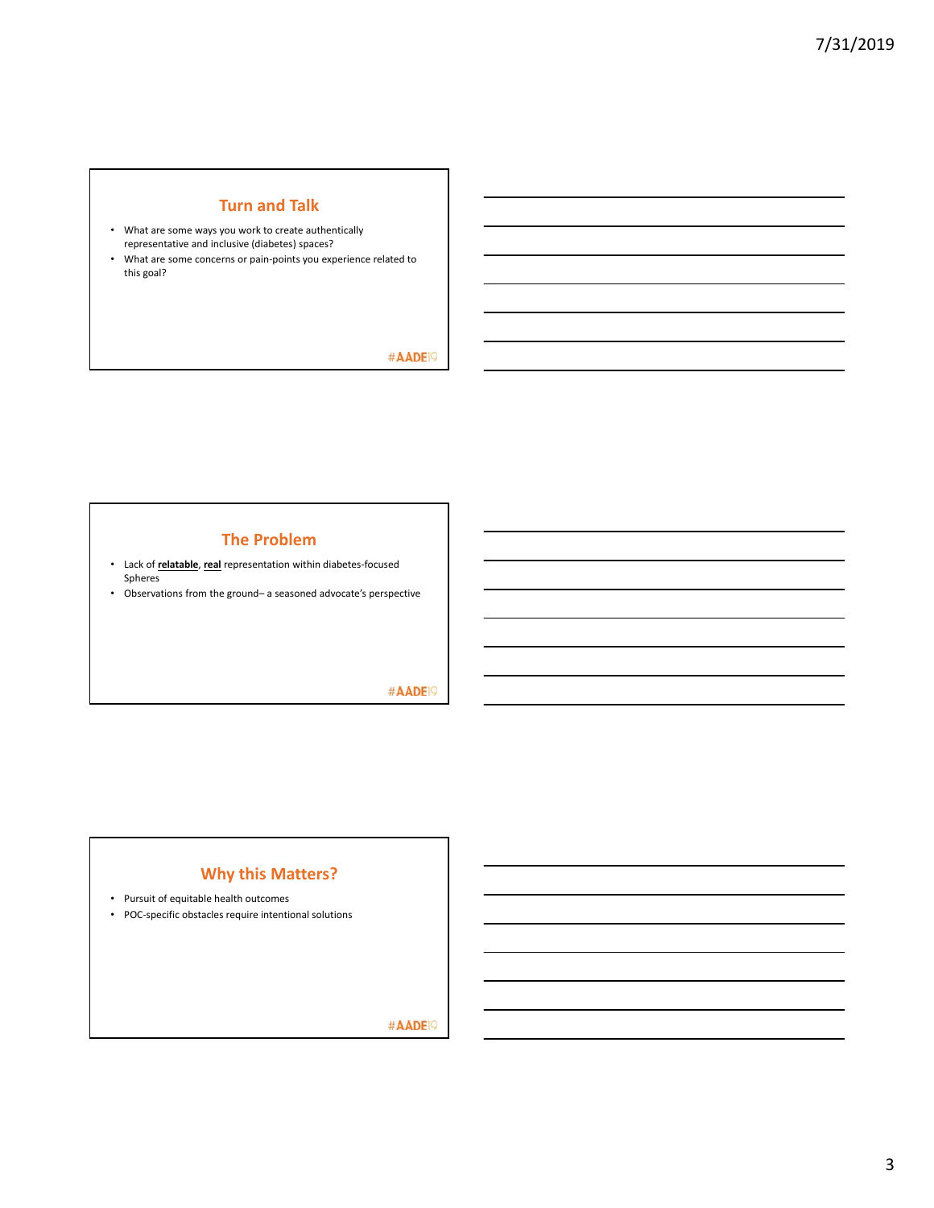## Turn and Talk

- What are some ways you work to create authentically representative and inclusive (diabetes) spaces?
- What are some concerns or pain-points you experience related to this goal?

#AADE19

## The Problem

- Lack of **relatable**, **real** representation within diabetes-focused Spheres
- Observations from the ground– a seasoned advocate's perspective

#AADE19

## Why this Matters?

- Pursuit of equitable health outcomes
- POC-specific obstacles require intentional solutions

#AADE19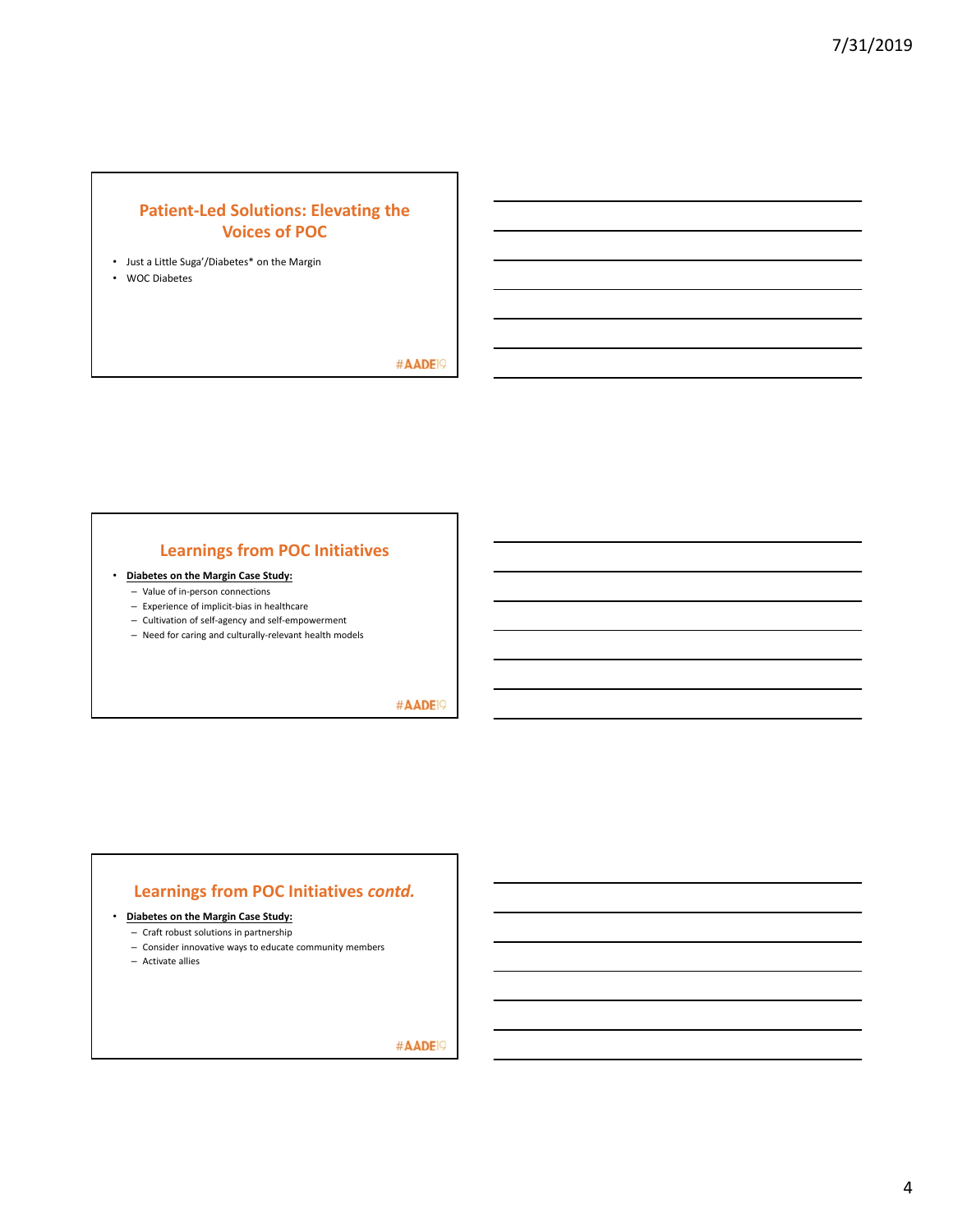## Patient-Led Solutions: Elevating the Voices of POC

- Just a Little Suga'/Diabetes* on the Margin
- WOC Diabetes

#AADE19

## Learnings from POC Initiatives

- **Diabetes on the Margin Case Study:**
  - Value of in-person connections
  - Experience of implicit-bias in healthcare
  - Cultivation of self-agency and self-empowerment
  - Need for caring and culturally-relevant health models

#AADE19

## Learnings from POC Initiatives *contd.*

- **Diabetes on the Margin Case Study:**
  - Craft robust solutions in partnership
  - Consider innovative ways to educate community members
  - Activate allies

#AADE19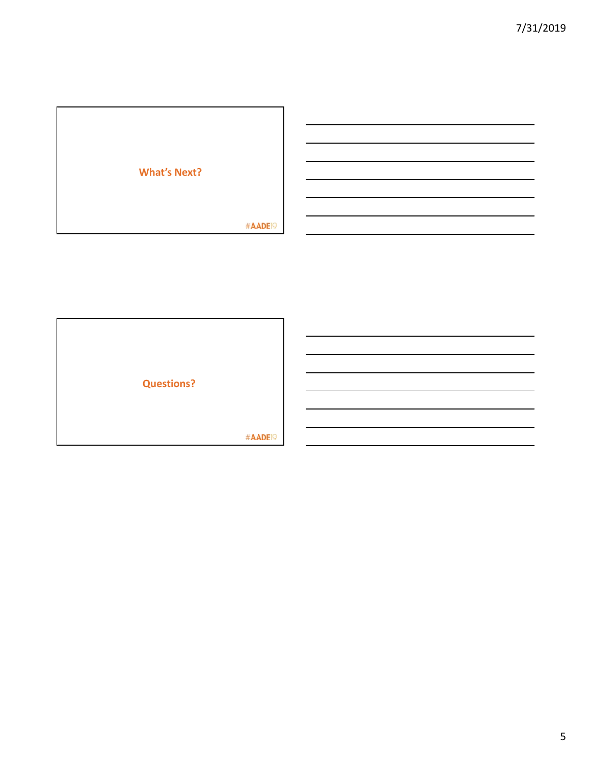## What's Next?

#AADE19

## Questions?

#AADE19